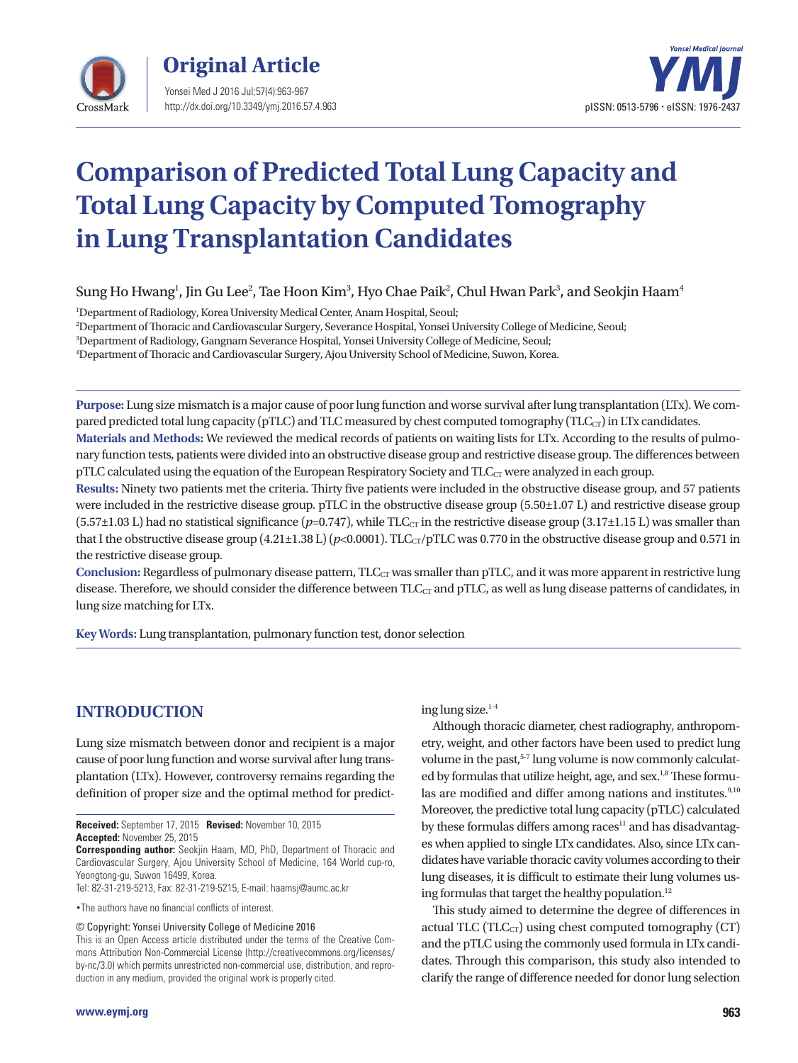# Comparison of Predicted Total Lung Capacity and Total Lung Capacity by Computed Tomography in Lung Transplantation Candidates

Sung Ho Hwang[1], Jin Gu Lee[2], Tae Hoon Kim[3], Hyo Chae Paik[2], Chul Hwan Park[3], and Seokjin Haam[4]

[1]Department of Radiology, Korea University Medical Center, Anam Hospital, Seoul;
[2]Department of Thoracic and Cardiovascular Surgery, Severance Hospital, Yonsei University College of Medicine, Seoul;
[3]Department of Radiology, Gangnam Severance Hospital, Yonsei University College of Medicine, Seoul;
[4]Department of Thoracic and Cardiovascular Surgery, Ajou University School of Medicine, Suwon, Korea.

**Purpose:** Lung size mismatch is a major cause of poor lung function and worse survival after lung transplantation (LTx). We compared predicted total lung capacity (pTLC) and TLC measured by chest computed tomography ($TLC_{CT}$) in LTx candidates.

**Materials and Methods:** We reviewed the medical records of patients on waiting lists for LTx. According to the results of pulmonary function tests, patients were divided into an obstructive disease group and restrictive disease group. The differences between pTLC calculated using the equation of the European Respiratory Society and $TLC_{CT}$ were analyzed in each group.

**Results:** Ninety two patients met the criteria. Thirty five patients were included in the obstructive disease group, and 57 patients were included in the restrictive disease group. pTLC in the obstructive disease group (5.50±1.07 L) and restrictive disease group (5.57±1.03 L) had no statistical significance ($p$=0.747), while $TLC_{CT}$ in the restrictive disease group (3.17±1.15 L) was smaller than that I the obstructive disease group (4.21±1.38 L) ($p$<0.0001). $TLC_{CT}$/pTLC was 0.770 in the obstructive disease group and 0.571 in the restrictive disease group.

**Conclusion:** Regardless of pulmonary disease pattern, $TLC_{CT}$ was smaller than pTLC, and it was more apparent in restrictive lung disease. Therefore, we should consider the difference between $TLC_{CT}$ and pTLC, as well as lung disease patterns of candidates, in lung size matching for LTx.

**Key Words:** Lung transplantation, pulmonary function test, donor selection

## INTRODUCTION

Lung size mismatch between donor and recipient is a major cause of poor lung function and worse survival after lung transplantation (LTx). However, controversy remains regarding the definition of proper size and the optimal method for predicting lung size.[1-4]

Although thoracic diameter, chest radiography, anthropometry, weight, and other factors have been used to predict lung volume in the past,[5-7] lung volume is now commonly calculated by formulas that utilize height, age, and sex.[1,8] These formulas are modified and differ among nations and institutes.[9,10] Moreover, the predictive total lung capacity (pTLC) calculated by these formulas differs among races[11] and has disadvantages when applied to single LTx candidates. Also, since LTx candidates have variable thoracic cavity volumes according to their lung diseases, it is difficult to estimate their lung volumes using formulas that target the healthy population.[12]

This study aimed to determine the degree of differences in actual TLC ($TLC_{CT}$) using chest computed tomography (CT) and the pTLC using the commonly used formula in LTx candidates. Through this comparison, this study also intended to clarify the range of difference needed for donor lung selection

**Received:** September 17, 2015 **Revised:** November 10, 2015
**Accepted:** November 25, 2015
**Corresponding author:** Seokjin Haam, MD, PhD, Department of Thoracic and Cardiovascular Surgery, Ajou University School of Medicine, 164 World cup-ro, Yeongtong-gu, Suwon 16499, Korea.
Tel: 82-31-219-5213, Fax: 82-31-219-5215, E-mail: haamsj@aumc.ac.kr

•The authors have no financial conflicts of interest.

© Copyright: Yonsei University College of Medicine 2016
This is an Open Access article distributed under the terms of the Creative Commons Attribution Non-Commercial License (http://creativecommons.org/licenses/by-nc/3.0) which permits unrestricted non-commercial use, distribution, and reproduction in any medium, provided the original work is properly cited.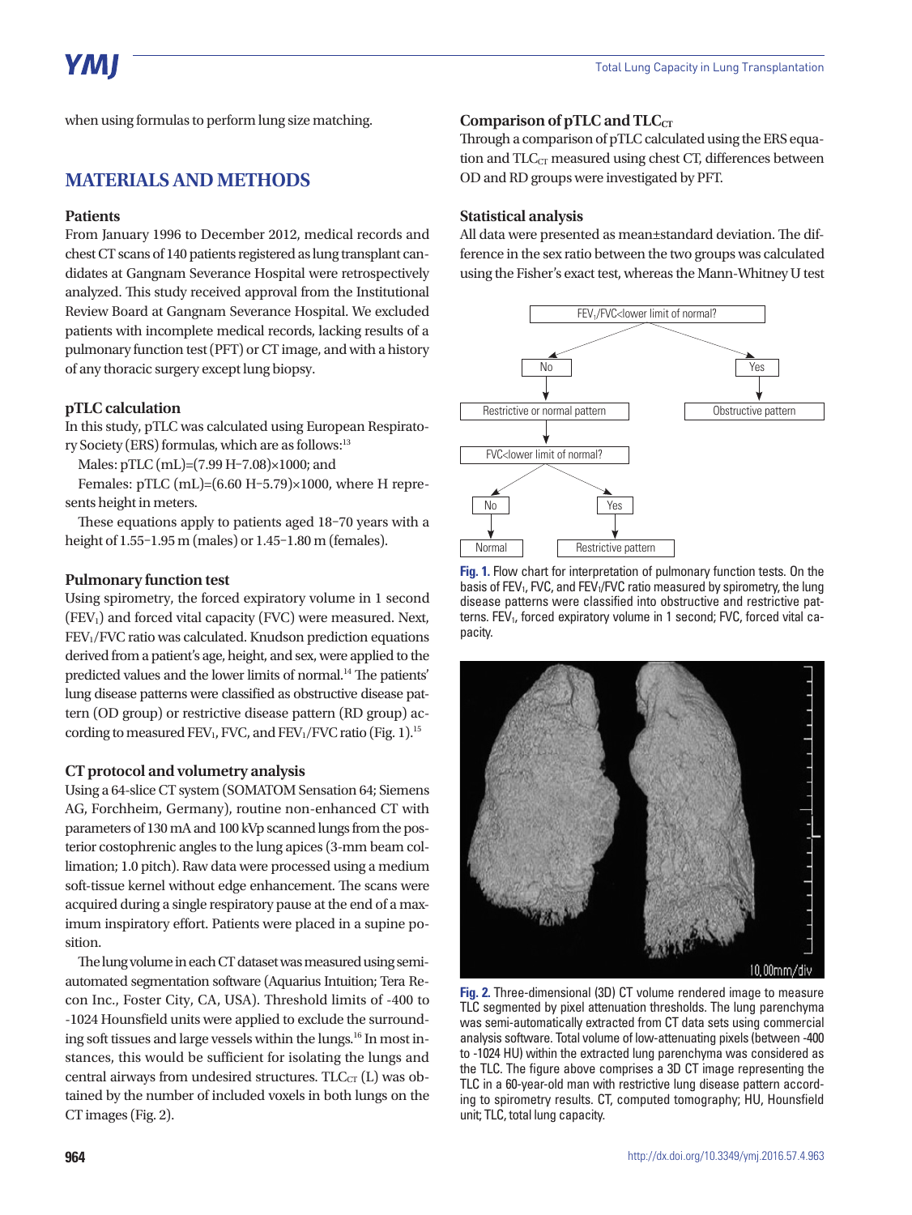when using formulas to perform lung size matching.

## MATERIALS AND METHODS

### Patients

From January 1996 to December 2012, medical records and chest CT scans of 140 patients registered as lung transplant candidates at Gangnam Severance Hospital were retrospectively analyzed. This study received approval from the Institutional Review Board at Gangnam Severance Hospital. We excluded patients with incomplete medical records, lacking results of a pulmonary function test (PFT) or CT image, and with a history of any thoracic surgery except lung biopsy.

### pTLC calculation

In this study, pTLC was calculated using European Respiratory Society (ERS) formulas, which are as follows:[13]

Males: pTLC (mL)=(7.99 H−7.08)×1000; and

Females: pTLC (mL)=(6.60 H−5.79)×1000, where H represents height in meters.

These equations apply to patients aged 18–70 years with a height of 1.55–1.95 m (males) or 1.45–1.80 m (females).

### Pulmonary function test

Using spirometry, the forced expiratory volume in 1 second ($FEV_1$) and forced vital capacity (FVC) were measured. Next, $FEV_1$/FVC ratio was calculated. Knudson prediction equations derived from a patient's age, height, and sex, were applied to the predicted values and the lower limits of normal.[14] The patients' lung disease patterns were classified as obstructive disease pattern (OD group) or restrictive disease pattern (RD group) according to measured $FEV_1$, FVC, and $FEV_1$/FVC ratio (Fig. 1).[15]

### CT protocol and volumetry analysis

Using a 64-slice CT system (SOMATOM Sensation 64; Siemens AG, Forchheim, Germany), routine non-enhanced CT with parameters of 130 mA and 100 kVp scanned lungs from the posterior costophrenic angles to the lung apices (3-mm beam collimation; 1.0 pitch). Raw data were processed using a medium soft-tissue kernel without edge enhancement. The scans were acquired during a single respiratory pause at the end of a maximum inspiratory effort. Patients were placed in a supine position.

The lung volume in each CT dataset was measured using semi-automated segmentation software (Aquarius Intuition; Tera Recon Inc., Foster City, CA, USA). Threshold limits of -400 to -1024 Hounsfield units were applied to exclude the surrounding soft tissues and large vessels within the lungs.[16] In most instances, this would be sufficient for isolating the lungs and central airways from undesired structures. $TLC_{CT}$ (L) was obtained by the number of included voxels in both lungs on the CT images (Fig. 2).

### Comparison of pTLC and $TLC_{CT}$

Through a comparison of pTLC calculated using the ERS equation and $TLC_{CT}$ measured using chest CT, differences between OD and RD groups were investigated by PFT.

### Statistical analysis

All data were presented as mean±standard deviation. The difference in the sex ratio between the two groups was calculated using the Fisher's exact test, whereas the Mann-Whitney U test

FEV1/FVC<lower limit of normal?
No → Restrictive or normal pattern → FVC<lower limit of normal? (No → Normal; Yes → Restrictive pattern)
Yes → Obstructive pattern

**Fig. 1.** Flow chart for interpretation of pulmonary function tests. On the basis of $FEV_1$, FVC, and $FEV_1$/FVC ratio measured by spirometry, the lung disease patterns were classified into obstructive and restrictive patterns. $FEV_1$, forced expiratory volume in 1 second; FVC, forced vital capacity.

**Fig. 2.** Three-dimensional (3D) CT volume rendered image to measure TLC segmented by pixel attenuation thresholds. The lung parenchyma was semi-automatically extracted from CT data sets using commercial analysis software. Total volume of low-attenuating pixels (between -400 to -1024 HU) within the extracted lung parenchyma was considered as the TLC. The figure above comprises a 3D CT image representing the TLC in a 60-year-old man with restrictive lung disease pattern according to spirometry results. CT, computed tomography; HU, Hounsfield unit; TLC, total lung capacity.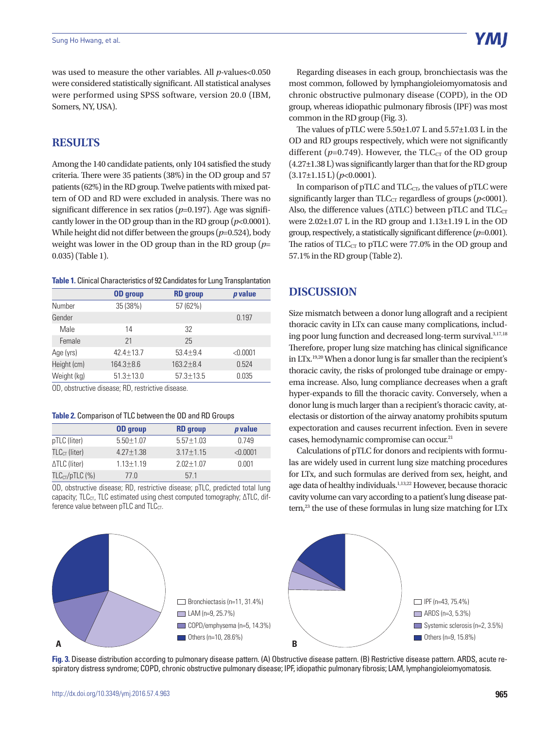was used to measure the other variables. All *p*-values<0.050 were considered statistically significant. All statistical analyses were performed using SPSS software, version 20.0 (IBM, Somers, NY, USA).

## RESULTS

Among the 140 candidate patients, only 104 satisfied the study criteria. There were 35 patients (38%) in the OD group and 57 patients (62%) in the RD group. Twelve patients with mixed pattern of OD and RD were excluded in analysis. There was no significant difference in sex ratios (*p*=0.197). Age was significantly lower in the OD group than in the RD group (*p*<0.0001). While height did not differ between the groups (*p*=0.524), body weight was lower in the OD group than in the RD group (*p*=0.035) (Table 1).

**Table 1.** Clinical Characteristics of 92 Candidates for Lung Transplantation

| | OD group | RD group | *p* value |
|---|---|---|---|
| Number | 35 (38%) | 57 (62%) | |
| Gender | | | 0.197 |
| Male | 14 | 32 | |
| Female | 21 | 25 | |
| Age (yrs) | 42.4±13.7 | 53.4±9.4 | <0.0001 |
| Height (cm) | 164.3±8.6 | 163.2±8.4 | 0.524 |
| Weight (kg) | 51.3±13.0 | 57.3±13.5 | 0.035 |

OD, obstructive disease; RD, restrictive disease.

**Table 2.** Comparison of TLC between the OD and RD Groups

| | OD group | RD group | *p* value |
|---|---|---|---|
| pTLC (liter) | 5.50±1.07 | 5.57±1.03 | 0.749 |
| $TLC_{CT}$ (liter) | 4.27±1.38 | 3.17±1.15 | <0.0001 |
| ΔTLC (liter) | 1.13±1.19 | 2.02±1.07 | 0.001 |
| $TLC_{CT}$/pTLC (%) | 77.0 | 57.1 | |

OD, obstructive disease; RD, restrictive disease; pTLC, predicted total lung capacity; $TLC_{CT}$, TLC estimated using chest computed tomography; ΔTLC, difference value between pTLC and $TLC_{CT}$.

Regarding diseases in each group, bronchiectasis was the most common, followed by lymphangioleiomyomatosis and chronic obstructive pulmonary disease (COPD), in the OD group, whereas idiopathic pulmonary fibrosis (IPF) was most common in the RD group (Fig. 3).

The values of pTLC were 5.50±1.07 L and 5.57±1.03 L in the OD and RD groups respectively, which were not significantly different (*p*=0.749). However, the $TLC_{CT}$ of the OD group (4.27±1.38 L) was significantly larger than that for the RD group (3.17±1.15 L) (*p*<0.0001).

In comparison of pTLC and $TLC_{CT}$, the values of pTLC were significantly larger than $TLC_{CT}$ regardless of groups (*p*<0001). Also, the difference values (ΔTLC) between pTLC and $TLC_{CT}$ were 2.02±1.07 L in the RD group and 1.13±1.19 L in the OD group, respectively, a statistically significant difference (*p*=0.001). The ratios of $TLC_{CT}$ to pTLC were 77.0% in the OD group and 57.1% in the RD group (Table 2).

## DISCUSSION

Size mismatch between a donor lung allograft and a recipient thoracic cavity in LTx can cause many complications, including poor lung function and decreased long-term survival.[3,17,18] Therefore, proper lung size matching has clinical significance in LTx.[19,20] When a donor lung is far smaller than the recipient's thoracic cavity, the risks of prolonged tube drainage or empyema increase. Also, lung compliance decreases when a graft hyper-expands to fill the thoracic cavity. Conversely, when a donor lung is much larger than a recipient's thoracic cavity, atelectasis or distortion of the airway anatomy prohibits sputum expectoration and causes recurrent infection. Even in severe cases, hemodynamic compromise can occur.[21]

Calculations of pTLC for donors and recipients with formulas are widely used in current lung size matching procedures for LTx, and such formulas are derived from sex, height, and age data of healthy individuals.[1,13,22] However, because thoracic cavity volume can vary according to a patient's lung disease pattern,[23] the use of these formulas in lung size matching for LTx

A: Bronchiectasis (n=11, 31.4%); LAM (n=9, 25.7%); COPD/emphysema (n=5, 14.3%); Others (n=10, 28.6%)

B: IPF (n=43, 75.4%); ARDS (n=3, 5.3%); Systemic sclerosis (n=2, 3.5%); Others (n=9, 15.8%)

**Fig. 3.** Disease distribution according to pulmonary disease pattern. (A) Obstructive disease pattern. (B) Restrictive disease pattern. ARDS, acute respiratory distress syndrome; COPD, chronic obstructive pulmonary disease; IPF, idiopathic pulmonary fibrosis; LAM, lymphangioleiomyomatosis.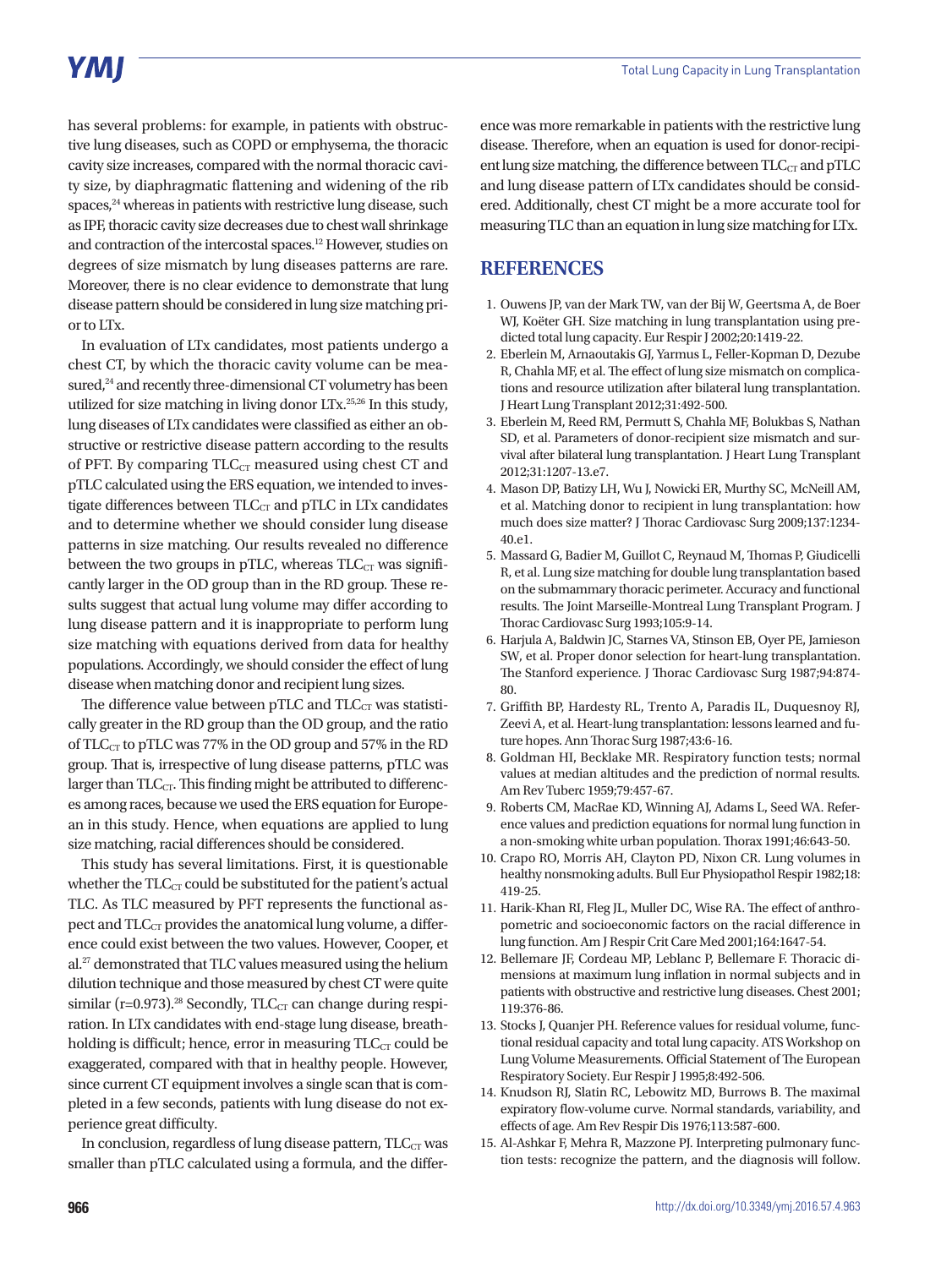has several problems: for example, in patients with obstructive lung diseases, such as COPD or emphysema, the thoracic cavity size increases, compared with the normal thoracic cavity size, by diaphragmatic flattening and widening of the rib spaces,[24] whereas in patients with restrictive lung disease, such as IPF, thoracic cavity size decreases due to chest wall shrinkage and contraction of the intercostal spaces.[12] However, studies on degrees of size mismatch by lung diseases patterns are rare. Moreover, there is no clear evidence to demonstrate that lung disease pattern should be considered in lung size matching prior to LTx.

In evaluation of LTx candidates, most patients undergo a chest CT, by which the thoracic cavity volume can be measured,[24] and recently three-dimensional CT volumetry has been utilized for size matching in living donor LTx.[25,26] In this study, lung diseases of LTx candidates were classified as either an obstructive or restrictive disease pattern according to the results of PFT. By comparing $TLC_{CT}$ measured using chest CT and pTLC calculated using the ERS equation, we intended to investigate differences between $TLC_{CT}$ and pTLC in LTx candidates and to determine whether we should consider lung disease patterns in size matching. Our results revealed no difference between the two groups in pTLC, whereas $TLC_{CT}$ was significantly larger in the OD group than in the RD group. These results suggest that actual lung volume may differ according to lung disease pattern and it is inappropriate to perform lung size matching with equations derived from data for healthy populations. Accordingly, we should consider the effect of lung disease when matching donor and recipient lung sizes.

The difference value between pTLC and $TLC_{CT}$ was statistically greater in the RD group than the OD group, and the ratio of $TLC_{CT}$ to pTLC was 77% in the OD group and 57% in the RD group. That is, irrespective of lung disease patterns, pTLC was larger than $TLC_{CT}$. This finding might be attributed to differences among races, because we used the ERS equation for European in this study. Hence, when equations are applied to lung size matching, racial differences should be considered.

This study has several limitations. First, it is questionable whether the $TLC_{CT}$ could be substituted for the patient's actual TLC. As TLC measured by PFT represents the functional aspect and $TLC_{CT}$ provides the anatomical lung volume, a difference could exist between the two values. However, Cooper, et al.[27] demonstrated that TLC values measured using the helium dilution technique and those measured by chest CT were quite similar (r=0.973).[28] Secondly, $TLC_{CT}$ can change during respiration. In LTx candidates with end-stage lung disease, breath-holding is difficult; hence, error in measuring $TLC_{CT}$ could be exaggerated, compared with that in healthy people. However, since current CT equipment involves a single scan that is completed in a few seconds, patients with lung disease do not experience great difficulty.

In conclusion, regardless of lung disease pattern, $TLC_{CT}$ was smaller than pTLC calculated using a formula, and the difference was more remarkable in patients with the restrictive lung disease. Therefore, when an equation is used for donor-recipient lung size matching, the difference between $TLC_{CT}$ and pTLC and lung disease pattern of LTx candidates should be considered. Additionally, chest CT might be a more accurate tool for measuring TLC than an equation in lung size matching for LTx.

## REFERENCES

1. Ouwens JP, van der Mark TW, van der Bij W, Geertsma A, de Boer WJ, Koëter GH. Size matching in lung transplantation using predicted total lung capacity. Eur Respir J 2002;20:1419-22.
2. Eberlein M, Arnaoutakis GJ, Yarmus L, Feller-Kopman D, Dezube R, Chahla MF, et al. The effect of lung size mismatch on complications and resource utilization after bilateral lung transplantation. J Heart Lung Transplant 2012;31:492-500.
3. Eberlein M, Reed RM, Permutt S, Chahla MF, Bolukbas S, Nathan SD, et al. Parameters of donor-recipient size mismatch and survival after bilateral lung transplantation. J Heart Lung Transplant 2012;31:1207-13.e7.
4. Mason DP, Batizy LH, Wu J, Nowicki ER, Murthy SC, McNeill AM, et al. Matching donor to recipient in lung transplantation: how much does size matter? J Thorac Cardiovasc Surg 2009;137:1234-40.e1.
5. Massard G, Badier M, Guillot C, Reynaud M, Thomas P, Giudicelli R, et al. Lung size matching for double lung transplantation based on the submammary thoracic perimeter. Accuracy and functional results. The Joint Marseille-Montreal Lung Transplant Program. J Thorac Cardiovasc Surg 1993;105:9-14.
6. Harjula A, Baldwin JC, Starnes VA, Stinson EB, Oyer PE, Jamieson SW, et al. Proper donor selection for heart-lung transplantation. The Stanford experience. J Thorac Cardiovasc Surg 1987;94:874-80.
7. Griffith BP, Hardesty RL, Trento A, Paradis IL, Duquesnoy RJ, Zeevi A, et al. Heart-lung transplantation: lessons learned and future hopes. Ann Thorac Surg 1987;43:6-16.
8. Goldman HI, Becklake MR. Respiratory function tests; normal values at median altitudes and the prediction of normal results. Am Rev Tuberc 1959;79:457-67.
9. Roberts CM, MacRae KD, Winning AJ, Adams L, Seed WA. Reference values and prediction equations for normal lung function in a non-smoking white urban population. Thorax 1991;46:643-50.
10. Crapo RO, Morris AH, Clayton PD, Nixon CR. Lung volumes in healthy nonsmoking adults. Bull Eur Physiopathol Respir 1982;18:419-25.
11. Harik-Khan RI, Fleg JL, Muller DC, Wise RA. The effect of anthropometric and socioeconomic factors on the racial difference in lung function. Am J Respir Crit Care Med 2001;164:1647-54.
12. Bellemare JF, Cordeau MP, Leblanc P, Bellemare F. Thoracic dimensions at maximum lung inflation in normal subjects and in patients with obstructive and restrictive lung diseases. Chest 2001;119:376-86.
13. Stocks J, Quanjer PH. Reference values for residual volume, functional residual capacity and total lung capacity. ATS Workshop on Lung Volume Measurements. Official Statement of The European Respiratory Society. Eur Respir J 1995;8:492-506.
14. Knudson RJ, Slatin RC, Lebowitz MD, Burrows B. The maximal expiratory flow-volume curve. Normal standards, variability, and effects of age. Am Rev Respir Dis 1976;113:587-600.
15. Al-Ashkar F, Mehra R, Mazzone PJ. Interpreting pulmonary function tests: recognize the pattern, and the diagnosis will follow.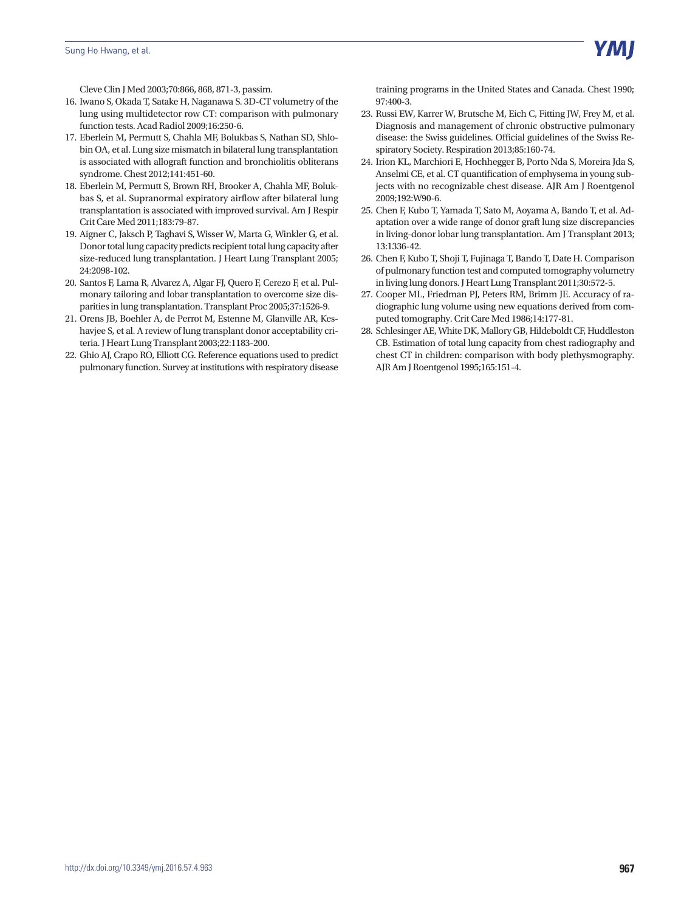Cleve Clin J Med 2003;70:866, 868, 871-3, passim.

16. Iwano S, Okada T, Satake H, Naganawa S. 3D-CT volumetry of the lung using multidetector row CT: comparison with pulmonary function tests. Acad Radiol 2009;16:250-6.
17. Eberlein M, Permutt S, Chahla MF, Bolukbas S, Nathan SD, Shlobin OA, et al. Lung size mismatch in bilateral lung transplantation is associated with allograft function and bronchiolitis obliterans syndrome. Chest 2012;141:451-60.
18. Eberlein M, Permutt S, Brown RH, Brooker A, Chahla MF, Bolukbas S, et al. Supranormal expiratory airflow after bilateral lung transplantation is associated with improved survival. Am J Respir Crit Care Med 2011;183:79-87.
19. Aigner C, Jaksch P, Taghavi S, Wisser W, Marta G, Winkler G, et al. Donor total lung capacity predicts recipient total lung capacity after size-reduced lung transplantation. J Heart Lung Transplant 2005; 24:2098-102.
20. Santos F, Lama R, Alvarez A, Algar FJ, Quero F, Cerezo F, et al. Pulmonary tailoring and lobar transplantation to overcome size disparities in lung transplantation. Transplant Proc 2005;37:1526-9.
21. Orens JB, Boehler A, de Perrot M, Estenne M, Glanville AR, Keshavjee S, et al. A review of lung transplant donor acceptability criteria. J Heart Lung Transplant 2003;22:1183-200.
22. Ghio AJ, Crapo RO, Elliott CG. Reference equations used to predict pulmonary function. Survey at institutions with respiratory disease training programs in the United States and Canada. Chest 1990; 97:400-3.
23. Russi EW, Karrer W, Brutsche M, Eich C, Fitting JW, Frey M, et al. Diagnosis and management of chronic obstructive pulmonary disease: the Swiss guidelines. Official guidelines of the Swiss Respiratory Society. Respiration 2013;85:160-74.
24. Irion KL, Marchiori E, Hochhegger B, Porto Nda S, Moreira Jda S, Anselmi CE, et al. CT quantification of emphysema in young subjects with no recognizable chest disease. AJR Am J Roentgenol 2009;192:W90-6.
25. Chen F, Kubo T, Yamada T, Sato M, Aoyama A, Bando T, et al. Adaptation over a wide range of donor graft lung size discrepancies in living-donor lobar lung transplantation. Am J Transplant 2013; 13:1336-42.
26. Chen F, Kubo T, Shoji T, Fujinaga T, Bando T, Date H. Comparison of pulmonary function test and computed tomography volumetry in living lung donors. J Heart Lung Transplant 2011;30:572-5.
27. Cooper ML, Friedman PJ, Peters RM, Brimm JE. Accuracy of radiographic lung volume using new equations derived from computed tomography. Crit Care Med 1986;14:177-81.
28. Schlesinger AE, White DK, Mallory GB, Hildeboldt CF, Huddleston CB. Estimation of total lung capacity from chest radiography and chest CT in children: comparison with body plethysmography. AJR Am J Roentgenol 1995;165:151-4.